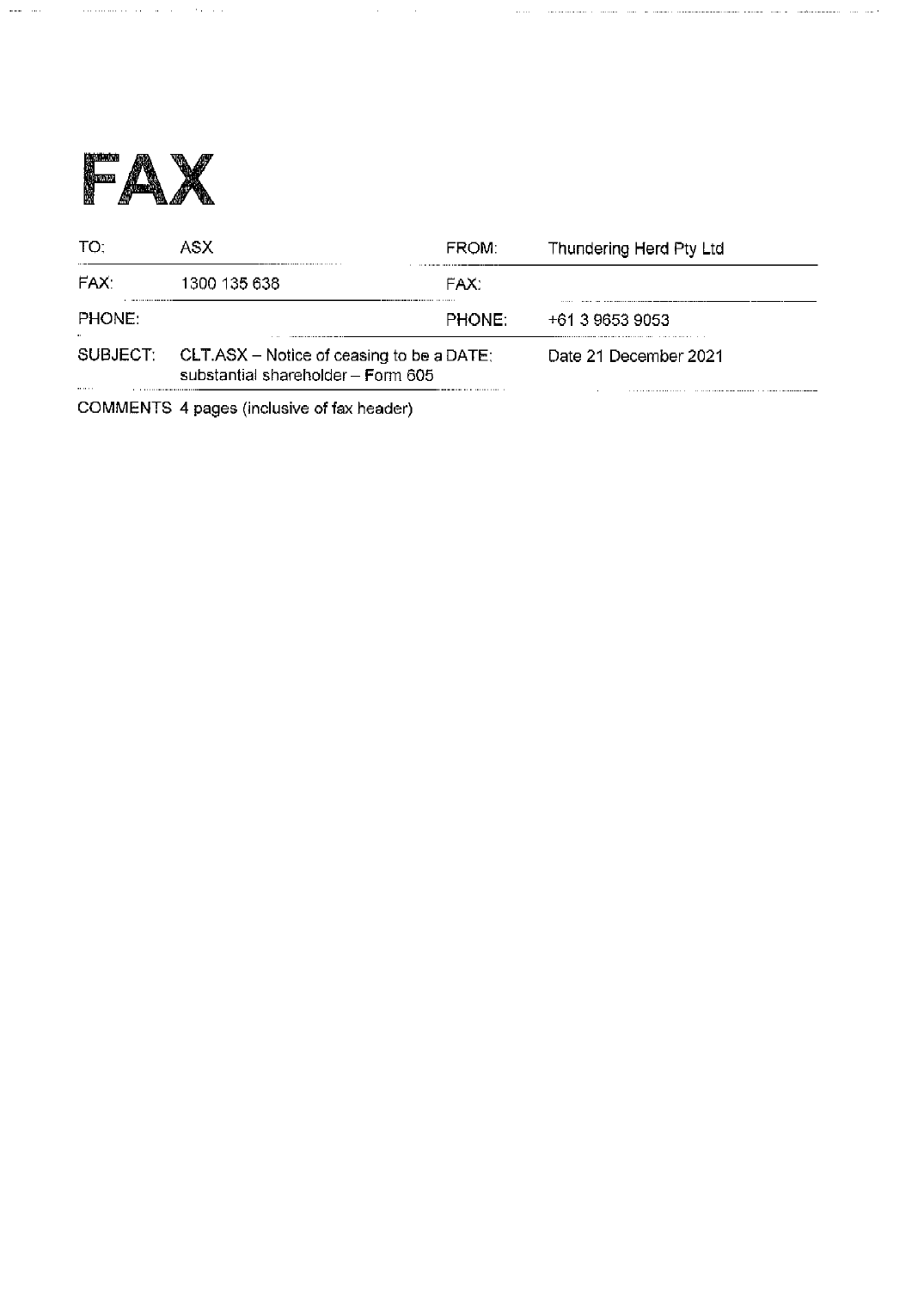# FAX

| TO: | ASX | FROM: | Thundering Herd Pty Ltd |
|---|---|---|---|
| FAX: | 1300 135 638 | FAX: | |
| PHONE: | | PHONE: | +61 3 9653 9053 |
| SUBJECT: | CLT.ASX – Notice of ceasing to be a substantial shareholder – Form 605 | DATE: | Date 21 December 2021 |

COMMENTS 4 pages (inclusive of fax header)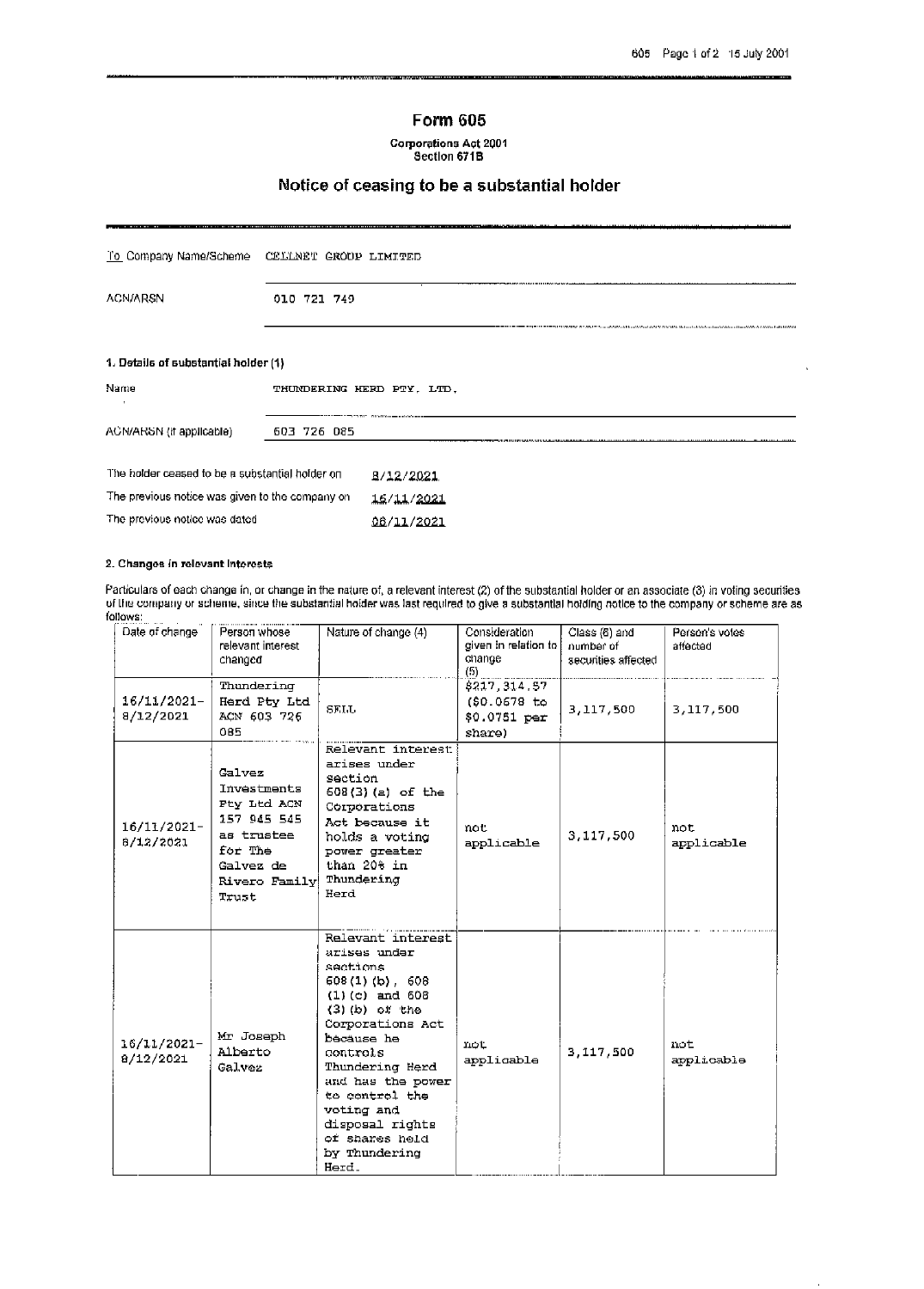# Form 605

**Corporations Act 2001**
**Section 671B**

## Notice of ceasing to be a substantial holder

| | |
|---|---|
| To Company Name/Scheme | CELLNET GROUP LIMITED |
| ACN/ARSN | 010 721 749 |

### 1. Details of substantial holder (1)

| | |
|---|---|
| Name | THUNDERING HERD PTY. LTD. |
| ACN/ARSN (if applicable) | 603 726 085 |

| | |
|---|---|
| The holder ceased to be a substantial holder on | 8/12/2021 |
| The previous notice was given to the company on | 16/11/2021 |
| The previous notice was dated | 08/11/2021 |

### 2. Changes in relevant interests

Particulars of each change in, or change in the nature of, a relevant interest (2) of the substantial holder or an associate (3) in voting securities of the company or scheme, since the substantial holder was last required to give a substantial holding notice to the company or scheme are as follows:

| Date of change | Person whose relevant interest changed | Nature of change (4) | Consideration given in relation to change (5) | Class (6) and number of securities affected | Person's votes affected |
|---|---|---|---|---|---|
| 16/11/2021-8/12/2021 | Thundering Herd Pty Ltd ACN 603 726 085 | SELL | $217,314.57 ($0.0678 to $0.0751 per share) | 3,117,500 | 3,117,500 |
| 16/11/2021-8/12/2021 | Galvez Investments Pty Ltd ACN 157 945 545 as trustee for The Galvez de Rivero Family Trust | Relevant interest arises under section 608(3)(a) of the Corporations Act because it holds a voting power greater than 20% in Thundering Herd | not applicable | 3,117,500 | not applicable |
| 16/11/2021-8/12/2021 | Mr Joseph Alberto Galvez | Relevant interest arises under sections 608(1)(b), 608(1)(c) and 608(3)(b) of the Corporations Act because he controls Thundering Herd and has the power to control the voting and disposal rights of shares held by Thundering Herd. | not applicable | 3,117,500 | not applicable |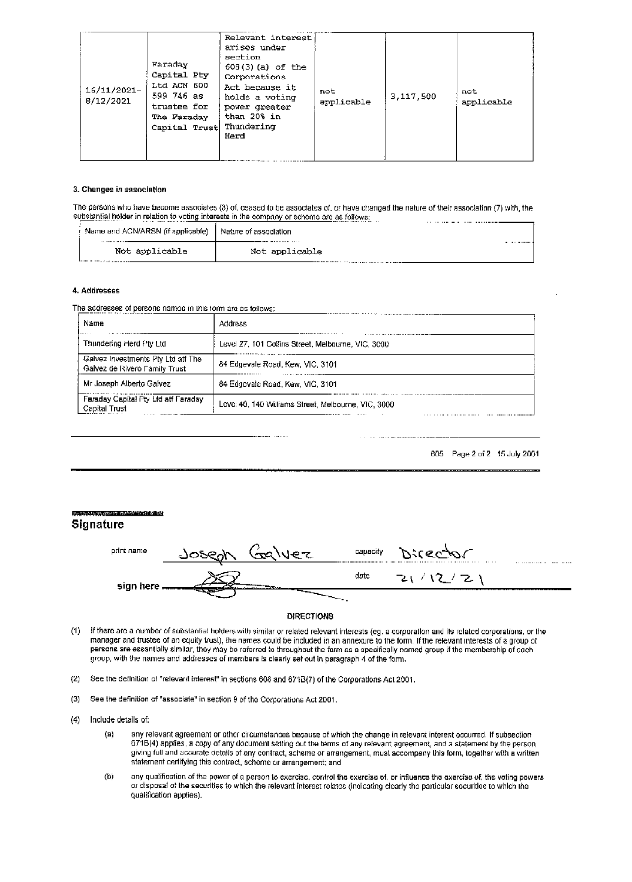| 16/11/2021– 8/12/2021 | Faraday Capital Pty Ltd ACN 600 599 746 as trustee for The Faraday Capital Trust | Relevant interest arises under section 608(3)(a) of the Corporations Act because it holds a voting power greater than 20% in Thundering Herd | not applicable | 3,117,500 | not applicable |
|---|---|---|---|---|---|

### 3. Changes in association

The persons who have become associates (3) of, ceased to be associates of, or have changed the nature of their association (7) with, the substantial holder in relation to voting interests in the company or scheme are as follows:

| Name and ACN/ARSN (if applicable) | Nature of association |
|---|---|
| Not applicable | Not applicable |

### 4. Addresses

The addresses of persons named in this form are as follows:

| Name | Address |
|---|---|
| Thundering Herd Pty Ltd | Level 27, 101 Collins Street, Melbourne, VIC, 3000 |
| Galvez Investments Pty Ltd atf The Galvez de Rivero Family Trust | 84 Edgevale Road, Kew, VIC, 3101 |
| Mr Joseph Alberto Galvez | 84 Edgevale Road, Kew, VIC, 3101 |
| Faraday Capital Pty Ltd atf Faraday Capital Trust | Level 40, 140 Williams Street, Melbourne, VIC, 3000 |

## Signature

print name Joseph Galvez capacity Director

sign here [signature] date 21/12/21

### DIRECTIONS

(1) If there are a number of substantial holders with similar or related relevant interests (eg. a corporation and its related corporations, or the manager and trustee of an equity trust), the names could be included in an annexure to the form. If the relevant interests of a group of persons are essentially similar, they may be referred to throughout the form as a specifically named group if the membership of each group, with the names and addresses of members is clearly set out in paragraph 4 of the form.

(2) See the definition of "relevant interest" in sections 608 and 671B(7) of the Corporations Act 2001.

(3) See the definition of "associate" in section 9 of the Corporations Act 2001.

(4) Include details of:

(a) any relevant agreement or other circumstances because of which the change in relevant interest occurred. If subsection 671B(4) applies, a copy of any document setting out the terms of any relevant agreement, and a statement by the person giving full and accurate details of any contract, scheme or arrangement, must accompany this form, together with a written statement certifying this contract, scheme or arrangement; and

(b) any qualification of the power of a person to exercise, control the exercise of, or influence the exercise of, the voting powers or disposal of the securities to which the relevant interest relates (indicating clearly the particular securities to which the qualification applies).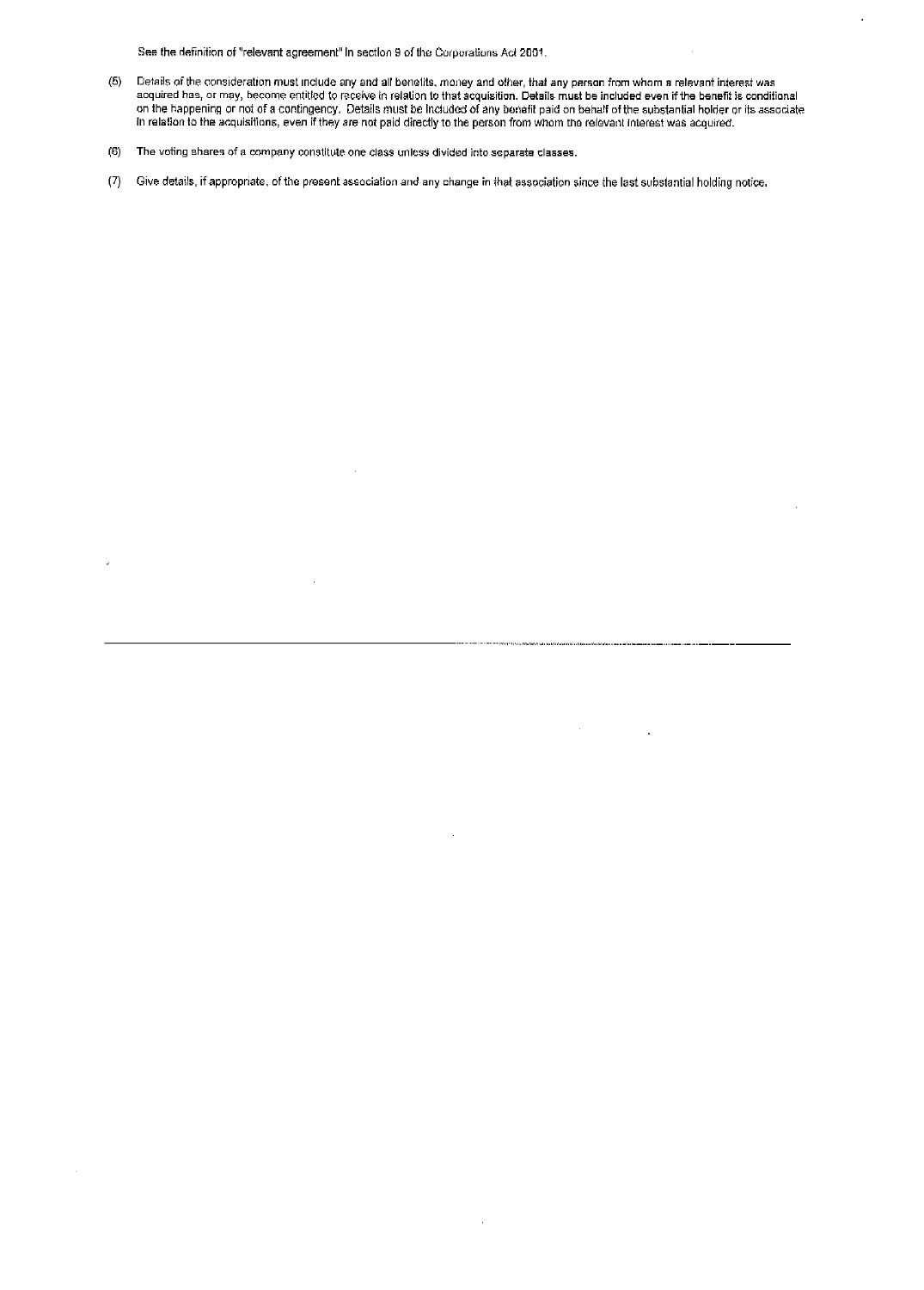See the definition of "relevant agreement" in section 9 of the Corporations Act 2001.

(5) Details of the consideration must include any and all benefits, money and other, that any person from whom a relevant interest was acquired has, or may, become entitled to receive in relation to that acquisition. Details must be included even if the benefit is conditional on the happening or not of a contingency. Details must be included of any benefit paid on behalf of the substantial holder or its associate in relation to the acquisitions, even if they are not paid directly to the person from whom the relevant interest was acquired.

(6) The voting shares of a company constitute one class unless divided into separate classes.

(7) Give details, if appropriate, of the present association and any change in that association since the last substantial holding notice.